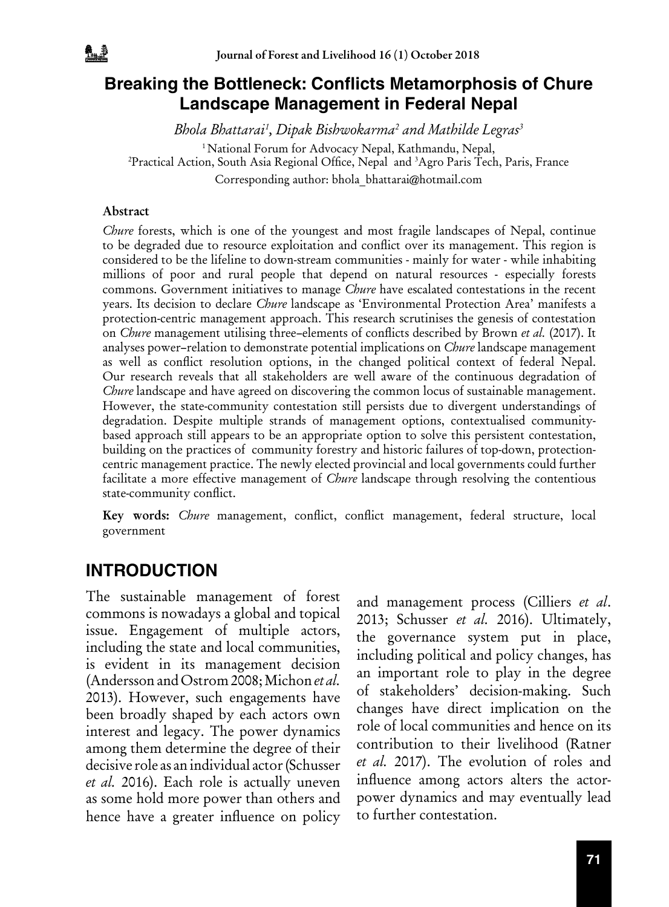# Breaking the Bottleneck: Conflicts Metamorphosis of Chure Landscape Management in Federal Nepal

*Bhola Bhattarai*[1], *Dipak Bishwokarma*[2] *and Mathilde Legras*[3]

[1] National Forum for Advocacy Nepal, Kathmandu, Nepal,
[2] Practical Action, South Asia Regional Office, Nepal and [3] Agro Paris Tech, Paris, France

Corresponding author: bhola_bhattarai@hotmail.com

### Abstract

*Chure* forests, which is one of the youngest and most fragile landscapes of Nepal, continue to be degraded due to resource exploitation and conflict over its management. This region is considered to be the lifeline to down-stream communities - mainly for water - while inhabiting millions of poor and rural people that depend on natural resources - especially forests commons. Government initiatives to manage *Chure* have escalated contestations in the recent years. Its decision to declare *Chure* landscape as 'Environmental Protection Area' manifests a protection-centric management approach. This research scrutinises the genesis of contestation on *Chure* management utilising three–elements of conflicts described by Brown *et al.* (2017). It analyses power–relation to demonstrate potential implications on *Chure* landscape management as well as conflict resolution options, in the changed political context of federal Nepal. Our research reveals that all stakeholders are well aware of the continuous degradation of *Chure* landscape and have agreed on discovering the common locus of sustainable management. However, the state-community contestation still persists due to divergent understandings of degradation. Despite multiple strands of management options, contextualised community-based approach still appears to be an appropriate option to solve this persistent contestation, building on the practices of community forestry and historic failures of top-down, protection-centric management practice. The newly elected provincial and local governments could further facilitate a more effective management of *Chure* landscape through resolving the contentious state-community conflict.

**Key words:** *Chure* management, conflict, conflict management, federal structure, local government

## INTRODUCTION

The sustainable management of forest commons is nowadays a global and topical issue. Engagement of multiple actors, including the state and local communities, is evident in its management decision (Andersson and Ostrom 2008; Michon *et al.* 2013). However, such engagements have been broadly shaped by each actors own interest and legacy. The power dynamics among them determine the degree of their decisive role as an individual actor (Schusser *et al.* 2016). Each role is actually uneven as some hold more power than others and hence have a greater influence on policy and management process (Cilliers *et al*. 2013; Schusser *et al.* 2016). Ultimately, the governance system put in place, including political and policy changes, has an important role to play in the degree of stakeholders' decision-making. Such changes have direct implication on the role of local communities and hence on its contribution to their livelihood (Ratner *et al.* 2017). The evolution of roles and influence among actors alters the actor-power dynamics and may eventually lead to further contestation.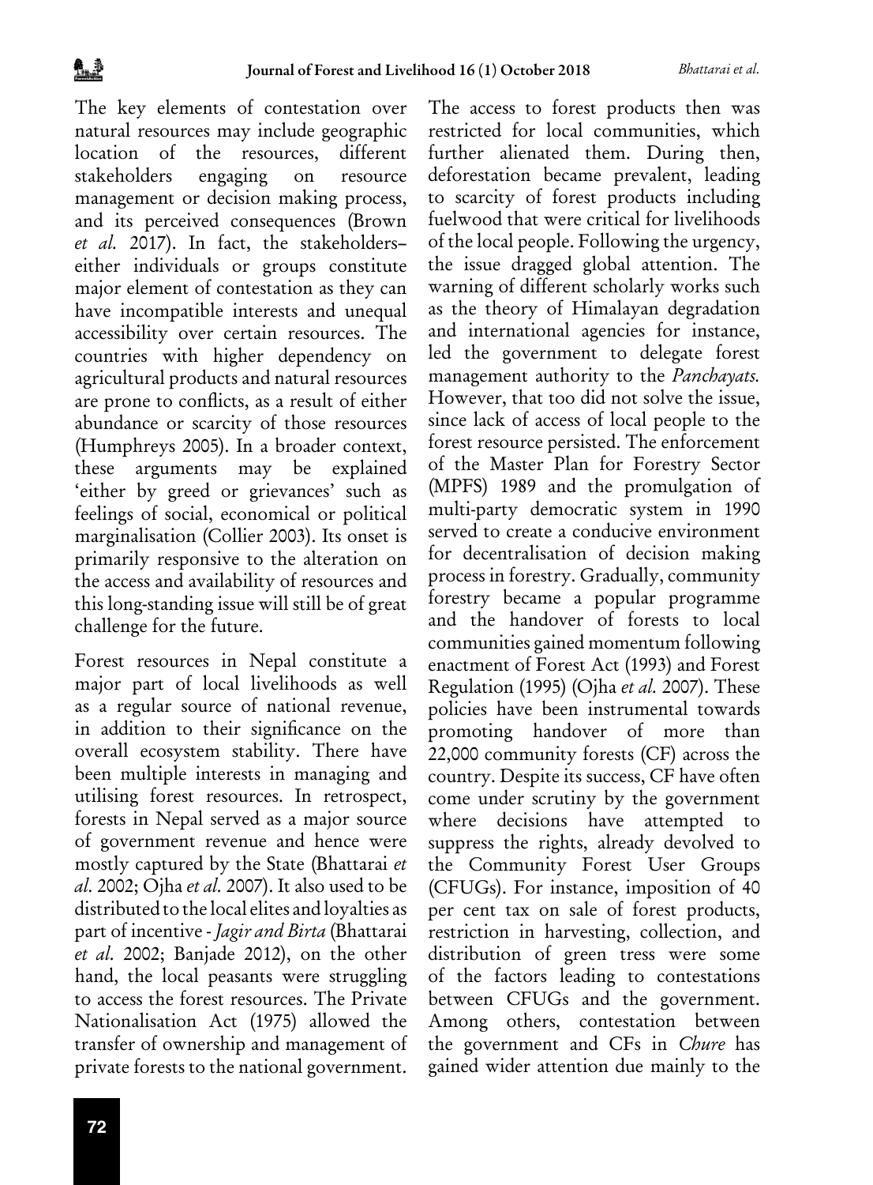The key elements of contestation over natural resources may include geographic location of the resources, different stakeholders engaging on resource management or decision making process, and its perceived consequences (Brown *et al.* 2017). In fact, the stakeholders– either individuals or groups constitute major element of contestation as they can have incompatible interests and unequal accessibility over certain resources. The countries with higher dependency on agricultural products and natural resources are prone to conflicts, as a result of either abundance or scarcity of those resources (Humphreys 2005). In a broader context, these arguments may be explained 'either by greed or grievances' such as feelings of social, economical or political marginalisation (Collier 2003). Its onset is primarily responsive to the alteration on the access and availability of resources and this long-standing issue will still be of great challenge for the future.

Forest resources in Nepal constitute a major part of local livelihoods as well as a regular source of national revenue, in addition to their significance on the overall ecosystem stability. There have been multiple interests in managing and utilising forest resources. In retrospect, forests in Nepal served as a major source of government revenue and hence were mostly captured by the State (Bhattarai *et al.* 2002; Ojha *et al.* 2007). It also used to be distributed to the local elites and loyalties as part of incentive - *Jagir and Birta* (Bhattarai *et al.* 2002; Banjade 2012), on the other hand, the local peasants were struggling to access the forest resources. The Private Nationalisation Act (1975) allowed the transfer of ownership and management of private forests to the national government. The access to forest products then was restricted for local communities, which further alienated them. During then, deforestation became prevalent, leading to scarcity of forest products including fuelwood that were critical for livelihoods of the local people. Following the urgency, the issue dragged global attention. The warning of different scholarly works such as the theory of Himalayan degradation and international agencies for instance, led the government to delegate forest management authority to the *Panchayats.* However, that too did not solve the issue, since lack of access of local people to the forest resource persisted. The enforcement of the Master Plan for Forestry Sector (MPFS) 1989 and the promulgation of multi-party democratic system in 1990 served to create a conducive environment for decentralisation of decision making process in forestry. Gradually, community forestry became a popular programme and the handover of forests to local communities gained momentum following enactment of Forest Act (1993) and Forest Regulation (1995) (Ojha *et al.* 2007). These policies have been instrumental towards promoting handover of more than 22,000 community forests (CF) across the country. Despite its success, CF have often come under scrutiny by the government where decisions have attempted to suppress the rights, already devolved to the Community Forest User Groups (CFUGs). For instance, imposition of 40 per cent tax on sale of forest products, restriction in harvesting, collection, and distribution of green tress were some of the factors leading to contestations between CFUGs and the government. Among others, contestation between the government and CFs in *Chure* has gained wider attention due mainly to the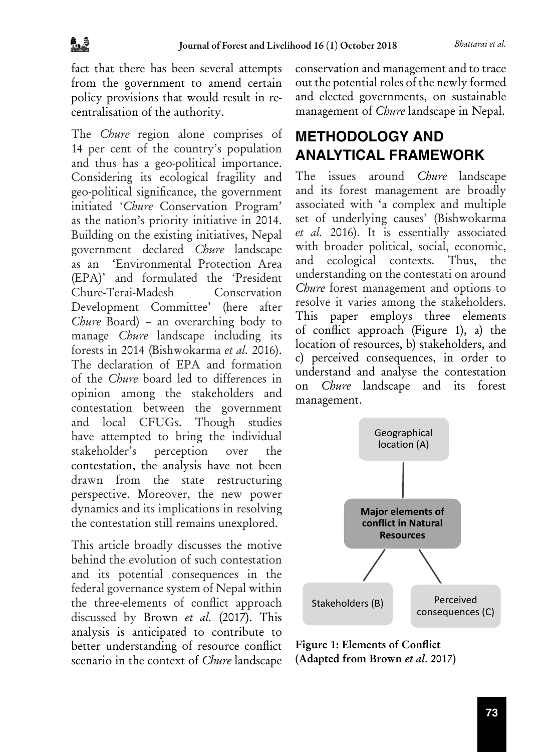fact that there has been several attempts from the government to amend certain policy provisions that would result in re-centralisation of the authority.

The *Chure* region alone comprises of 14 per cent of the country's population and thus has a geo-political importance. Considering its ecological fragility and geo-political significance, the government initiated '*Chure* Conservation Program' as the nation's priority initiative in 2014. Building on the existing initiatives, Nepal government declared *Chure* landscape as an 'Environmental Protection Area (EPA)' and formulated the 'President Chure-Terai-Madesh Conservation Development Committee' (here after *Chure* Board) – an overarching body to manage *Chure* landscape including its forests in 2014 (Bishwokarma *et al.* 2016). The declaration of EPA and formation of the *Chure* board led to differences in opinion among the stakeholders and contestation between the government and local CFUGs. Though studies have attempted to bring the individual stakeholder's perception over the contestation, the analysis have not been drawn from the state restructuring perspective. Moreover, the new power dynamics and its implications in resolving the contestation still remains unexplored.

This article broadly discusses the motive behind the evolution of such contestation and its potential consequences in the federal governance system of Nepal within the three-elements of conflict approach discussed by Brown *et al.* (2017). This analysis is anticipated to contribute to better understanding of resource conflict scenario in the context of *Chure* landscape conservation and management and to trace out the potential roles of the newly formed and elected governments, on sustainable management of *Chure* landscape in Nepal.

## METHODOLOGY AND ANALYTICAL FRAMEWORK

The issues around *Chure* landscape and its forest management are broadly associated with 'a complex and multiple set of underlying causes' (Bishwokarma *et al.* 2016). It is essentially associated with broader political, social, economic, and ecological contexts. Thus, the understanding on the contestati on around *Chure* forest management and options to resolve it varies among the stakeholders. This paper employs three elements of conflict approach (Figure 1), a) the location of resources, b) stakeholders, and c) perceived consequences, in order to understand and analyse the contestation on *Chure* landscape and its forest management.

Geographical location (A)

**Major elements of conflict in Natural Resources**

Stakeholders (B)

Perceived consequences (C)

**Figure 1: Elements of Conflict (Adapted from Brown *et al.* 2017)**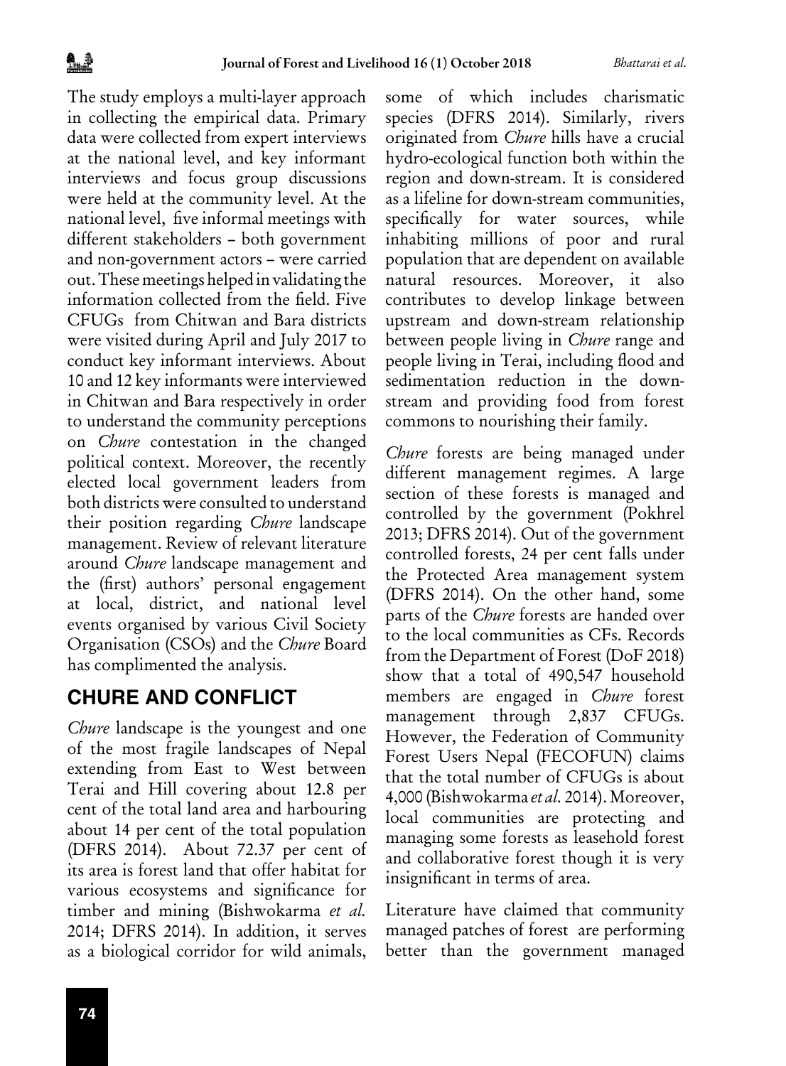The study employs a multi-layer approach in collecting the empirical data. Primary data were collected from expert interviews at the national level, and key informant interviews and focus group discussions were held at the community level. At the national level, five informal meetings with different stakeholders – both government and non-government actors – were carried out. These meetings helped in validating the information collected from the field. Five CFUGs from Chitwan and Bara districts were visited during April and July 2017 to conduct key informant interviews. About 10 and 12 key informants were interviewed in Chitwan and Bara respectively in order to understand the community perceptions on *Chure* contestation in the changed political context. Moreover, the recently elected local government leaders from both districts were consulted to understand their position regarding *Chure* landscape management. Review of relevant literature around *Chure* landscape management and the (first) authors' personal engagement at local, district, and national level events organised by various Civil Society Organisation (CSOs) and the *Chure* Board has complimented the analysis.

## CHURE AND CONFLICT

*Chure* landscape is the youngest and one of the most fragile landscapes of Nepal extending from East to West between Terai and Hill covering about 12.8 per cent of the total land area and harbouring about 14 per cent of the total population (DFRS 2014). About 72.37 per cent of its area is forest land that offer habitat for various ecosystems and significance for timber and mining (Bishwokarma *et al.* 2014; DFRS 2014). In addition, it serves as a biological corridor for wild animals, some of which includes charismatic species (DFRS 2014). Similarly, rivers originated from *Chure* hills have a crucial hydro-ecological function both within the region and down-stream. It is considered as a lifeline for down-stream communities, specifically for water sources, while inhabiting millions of poor and rural population that are dependent on available natural resources. Moreover, it also contributes to develop linkage between upstream and down-stream relationship between people living in *Chure* range and people living in Terai, including flood and sedimentation reduction in the down-stream and providing food from forest commons to nourishing their family.

*Chure* forests are being managed under different management regimes. A large section of these forests is managed and controlled by the government (Pokhrel 2013; DFRS 2014). Out of the government controlled forests, 24 per cent falls under the Protected Area management system (DFRS 2014). On the other hand, some parts of the *Chure* forests are handed over to the local communities as CFs. Records from the Department of Forest (DoF 2018) show that a total of 490,547 household members are engaged in *Chure* forest management through 2,837 CFUGs. However, the Federation of Community Forest Users Nepal (FECOFUN) claims that the total number of CFUGs is about 4,000 (Bishwokarma *et al.* 2014). Moreover, local communities are protecting and managing some forests as leasehold forest and collaborative forest though it is very insignificant in terms of area.

Literature have claimed that community managed patches of forest are performing better than the government managed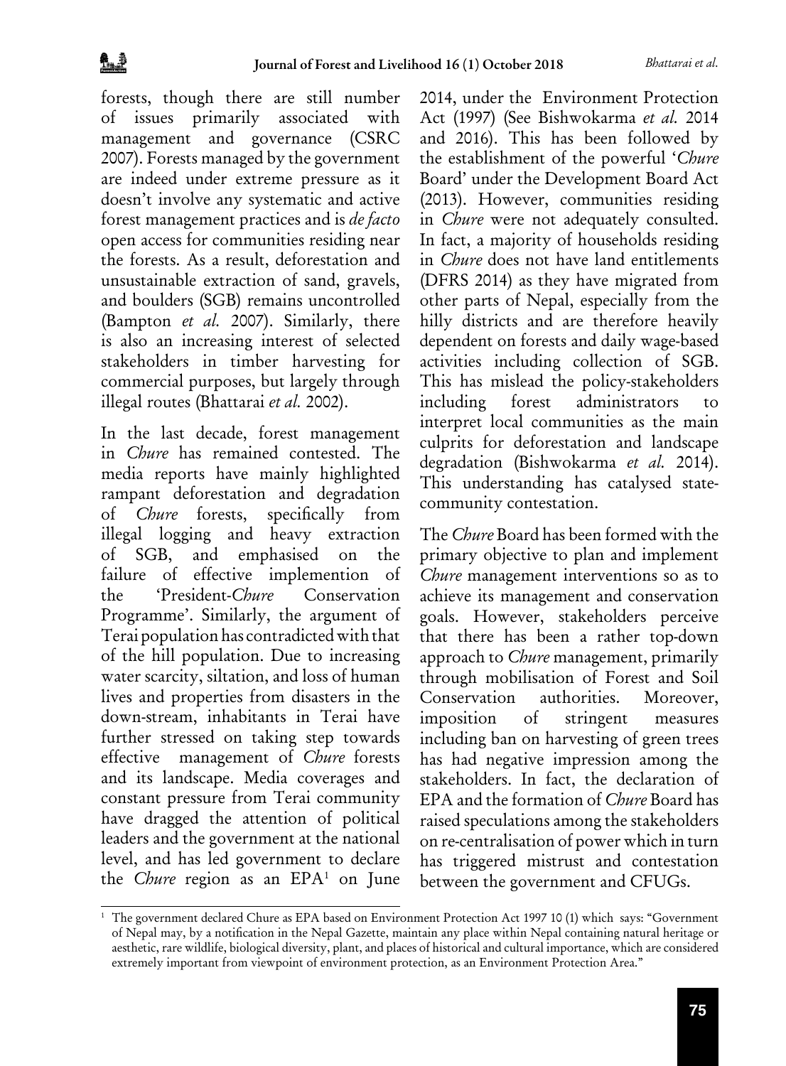forests, though there are still number of issues primarily associated with management and governance (CSRC 2007). Forests managed by the government are indeed under extreme pressure as it doesn't involve any systematic and active forest management practices and is *de facto* open access for communities residing near the forests. As a result, deforestation and unsustainable extraction of sand, gravels, and boulders (SGB) remains uncontrolled (Bampton *et al.* 2007). Similarly, there is also an increasing interest of selected stakeholders in timber harvesting for commercial purposes, but largely through illegal routes (Bhattarai *et al.* 2002).

In the last decade, forest management in *Chure* has remained contested. The media reports have mainly highlighted rampant deforestation and degradation of *Chure* forests, specifically from illegal logging and heavy extraction of SGB, and emphasised on the failure of effective implemention of the 'President-*Chure* Conservation Programme'. Similarly, the argument of Terai population has contradicted with that of the hill population. Due to increasing water scarcity, siltation, and loss of human lives and properties from disasters in the down-stream, inhabitants in Terai have further stressed on taking step towards effective management of *Chure* forests and its landscape. Media coverages and constant pressure from Terai community have dragged the attention of political leaders and the government at the national level, and has led government to declare the *Chure* region as an EPA[1] on June 2014, under the Environment Protection Act (1997) (See Bishwokarma *et al.* 2014 and 2016). This has been followed by the establishment of the powerful '*Chure* Board' under the Development Board Act (2013). However, communities residing in *Chure* were not adequately consulted. In fact, a majority of households residing in *Chure* does not have land entitlements (DFRS 2014) as they have migrated from other parts of Nepal, especially from the hilly districts and are therefore heavily dependent on forests and daily wage-based activities including collection of SGB. This has mislead the policy-stakeholders including forest administrators to interpret local communities as the main culprits for deforestation and landscape degradation (Bishwokarma *et al.* 2014). This understanding has catalysed state-community contestation.

The *Chure* Board has been formed with the primary objective to plan and implement *Chure* management interventions so as to achieve its management and conservation goals. However, stakeholders perceive that there has been a rather top-down approach to *Chure* management, primarily through mobilisation of Forest and Soil Conservation authorities. Moreover, imposition of stringent measures including ban on harvesting of green trees has had negative impression among the stakeholders. In fact, the declaration of EPA and the formation of *Chure* Board has raised speculations among the stakeholders on re-centralisation of power which in turn has triggered mistrust and contestation between the government and CFUGs.

[1] The government declared Chure as EPA based on Environment Protection Act 1997 10 (1) which says: "Government of Nepal may, by a notification in the Nepal Gazette, maintain any place within Nepal containing natural heritage or aesthetic, rare wildlife, biological diversity, plant, and places of historical and cultural importance, which are considered extremely important from viewpoint of environment protection, as an Environment Protection Area."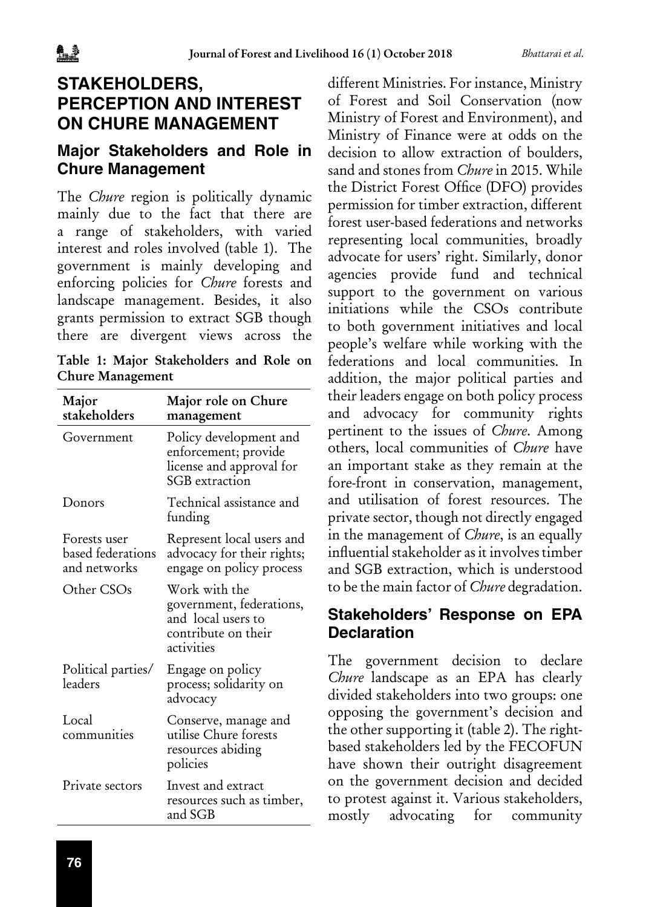# STAKEHOLDERS, PERCEPTION AND INTEREST ON CHURE MANAGEMENT

## Major Stakeholders and Role in Chure Management

The *Chure* region is politically dynamic mainly due to the fact that there are a range of stakeholders, with varied interest and roles involved (table 1). The government is mainly developing and enforcing policies for *Chure* forests and landscape management. Besides, it also grants permission to extract SGB though there are divergent views across the different Ministries. For instance, Ministry of Forest and Soil Conservation (now Ministry of Forest and Environment), and Ministry of Finance were at odds on the decision to allow extraction of boulders, sand and stones from *Chure* in 2015. While the District Forest Office (DFO) provides permission for timber extraction, different forest user-based federations and networks representing local communities, broadly advocate for users' right. Similarly, donor agencies provide fund and technical support to the government on various initiations while the CSOs contribute to both government initiatives and local people's welfare while working with the federations and local communities. In addition, the major political parties and their leaders engage on both policy process and advocacy for community rights pertinent to the issues of *Chure*. Among others, local communities of *Chure* have an important stake as they remain at the fore-front in conservation, management, and utilisation of forest resources. The private sector, though not directly engaged in the management of *Chure*, is an equally influential stakeholder as it involves timber and SGB extraction, which is understood to be the main factor of *Chure* degradation.

**Table 1: Major Stakeholders and Role on Chure Management**

| Major stakeholders | Major role on Chure management |
|---|---|
| Government | Policy development and enforcement; provide license and approval for SGB extraction |
| Donors | Technical assistance and funding |
| Forests user based federations and networks | Represent local users and advocacy for their rights; engage on policy process |
| Other CSOs | Work with the government, federations, and local users to contribute on their activities |
| Political parties/ leaders | Engage on policy process; solidarity on advocacy |
| Local communities | Conserve, manage and utilise Chure forests resources abiding policies |
| Private sectors | Invest and extract resources such as timber, and SGB |

## Stakeholders' Response on EPA Declaration

The government decision to declare *Chure* landscape as an EPA has clearly divided stakeholders into two groups: one opposing the government's decision and the other supporting it (table 2). The right-based stakeholders led by the FECOFUN have shown their outright disagreement on the government decision and decided to protest against it. Various stakeholders, mostly advocating for community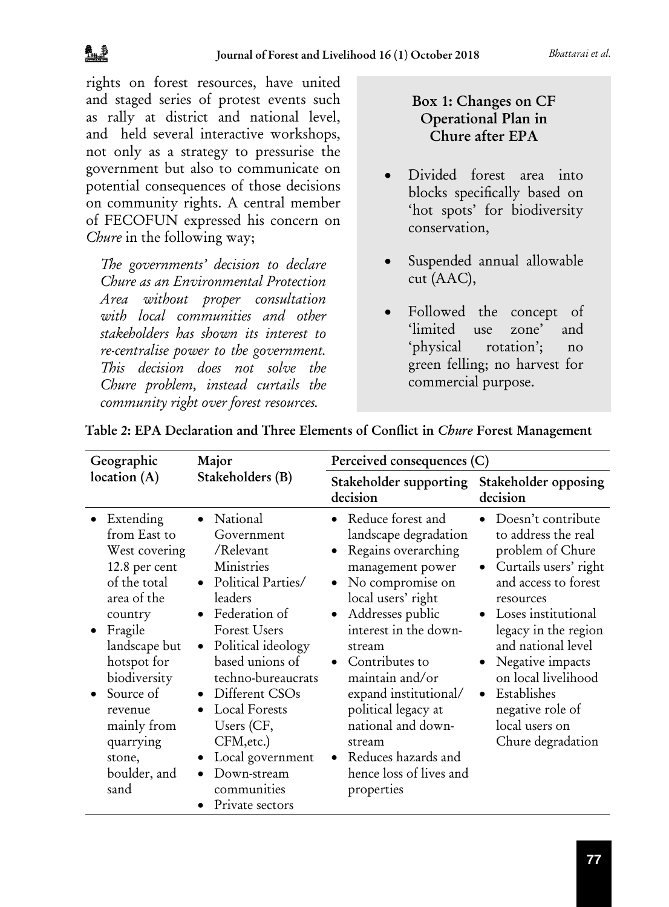rights on forest resources, have united and staged series of protest events such as rally at district and national level, and held several interactive workshops, not only as a strategy to pressurise the government but also to communicate on potential consequences of those decisions on community rights. A central member of FECOFUN expressed his concern on *Chure* in the following way;

> *The governments' decision to declare Chure as an Environmental Protection Area without proper consultation with local communities and other stakeholders has shown its interest to re-centralise power to the government. This decision does not solve the Chure problem, instead curtails the community right over forest resources.*

**Box 1: Changes on CF Operational Plan in Chure after EPA**

- Divided forest area into blocks specifically based on 'hot spots' for biodiversity conservation,
- Suspended annual allowable cut (AAC),
- Followed the concept of 'limited use zone' and 'physical rotation'; no green felling; no harvest for commercial purpose.

**Table 2: EPA Declaration and Three Elements of Conflict in *Chure* Forest Management**

| Geographic location (A) | Major Stakeholders (B) | Perceived consequences (C) | |
|---|---|---|---|
| | | Stakeholder supporting decision | Stakeholder opposing decision |
| • Extending from East to West covering 12.8 per cent of the total area of the country<br>• Fragile landscape but hotspot for biodiversity<br>• Source of revenue mainly from quarrying stone, boulder, and sand | • National Government /Relevant Ministries<br>• Political Parties/ leaders<br>• Federation of Forest Users<br>• Political ideology based unions of techno-bureaucrats<br>• Different CSOs<br>• Local Forests Users (CF, CFM,etc.)<br>• Local government<br>• Down-stream communities<br>• Private sectors | • Reduce forest and landscape degradation<br>• Regains overarching management power<br>• No compromise on local users' right<br>• Addresses public interest in the down-stream<br>• Contributes to maintain and/or expand institutional/ political legacy at national and down-stream<br>• Reduces hazards and hence loss of lives and properties | • Doesn't contribute to address the real problem of Chure<br>• Curtails users' right and access to forest resources<br>• Loses institutional legacy in the region and national level<br>• Negative impacts on local livelihood<br>• Establishes negative role of local users on Chure degradation |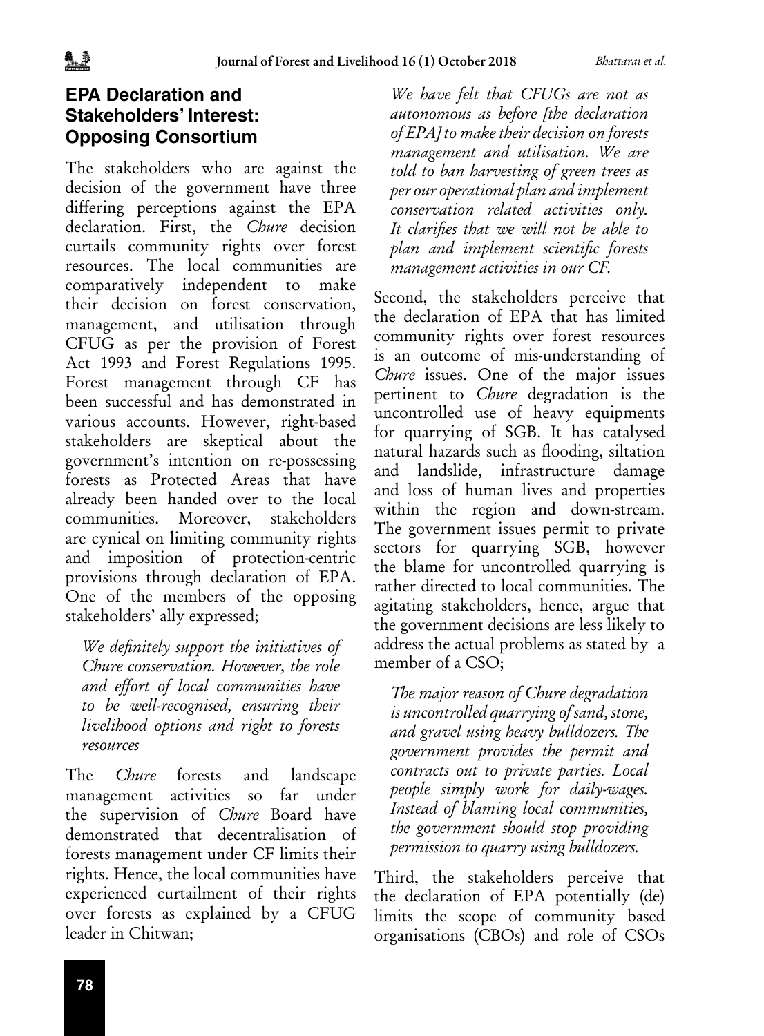## EPA Declaration and Stakeholders' Interest: Opposing Consortium

The stakeholders who are against the decision of the government have three differing perceptions against the EPA declaration. First, the *Chure* decision curtails community rights over forest resources. The local communities are comparatively independent to make their decision on forest conservation, management, and utilisation through CFUG as per the provision of Forest Act 1993 and Forest Regulations 1995. Forest management through CF has been successful and has demonstrated in various accounts. However, right-based stakeholders are skeptical about the government's intention on re-possessing forests as Protected Areas that have already been handed over to the local communities. Moreover, stakeholders are cynical on limiting community rights and imposition of protection-centric provisions through declaration of EPA. One of the members of the opposing stakeholders' ally expressed;

> *We definitely support the initiatives of Chure conservation. However, the role and effort of local communities have to be well-recognised, ensuring their livelihood options and right to forests resources*

The *Chure* forests and landscape management activities so far under the supervision of *Chure* Board have demonstrated that decentralisation of forests management under CF limits their rights. Hence, the local communities have experienced curtailment of their rights over forests as explained by a CFUG leader in Chitwan;

> *We have felt that CFUGs are not as autonomous as before [the declaration of EPA] to make their decision on forests management and utilisation. We are told to ban harvesting of green trees as per our operational plan and implement conservation related activities only. It clarifies that we will not be able to plan and implement scientific forests management activities in our CF.*

Second, the stakeholders perceive that the declaration of EPA that has limited community rights over forest resources is an outcome of mis-understanding of *Chure* issues. One of the major issues pertinent to *Chure* degradation is the uncontrolled use of heavy equipments for quarrying of SGB. It has catalysed natural hazards such as flooding, siltation and landslide, infrastructure damage and loss of human lives and properties within the region and down-stream. The government issues permit to private sectors for quarrying SGB, however the blame for uncontrolled quarrying is rather directed to local communities. The agitating stakeholders, hence, argue that the government decisions are less likely to address the actual problems as stated by a member of a CSO;

> *The major reason of Chure degradation is uncontrolled quarrying of sand, stone, and gravel using heavy bulldozers. The government provides the permit and contracts out to private parties. Local people simply work for daily-wages. Instead of blaming local communities, the government should stop providing permission to quarry using bulldozers.*

Third, the stakeholders perceive that the declaration of EPA potentially (de) limits the scope of community based organisations (CBOs) and role of CSOs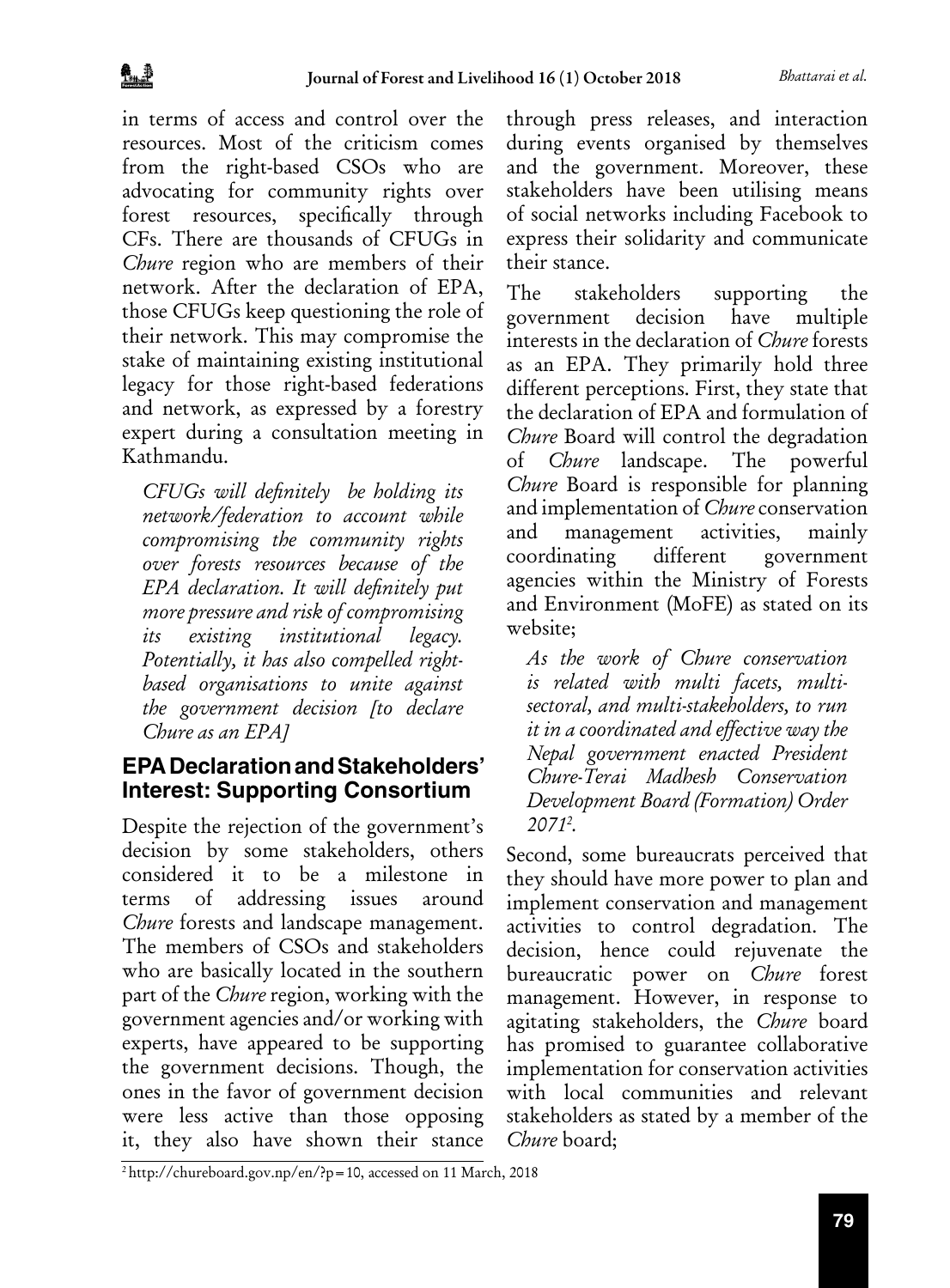in terms of access and control over the resources. Most of the criticism comes from the right-based CSOs who are advocating for community rights over forest resources, specifically through CFs. There are thousands of CFUGs in *Chure* region who are members of their network. After the declaration of EPA, those CFUGs keep questioning the role of their network. This may compromise the stake of maintaining existing institutional legacy for those right-based federations and network, as expressed by a forestry expert during a consultation meeting in Kathmandu.

> *CFUGs will definitely be holding its network/federation to account while compromising the community rights over forests resources because of the EPA declaration. It will definitely put more pressure and risk of compromising its existing institutional legacy. Potentially, it has also compelled right-based organisations to unite against the government decision [to declare Chure as an EPA]*

## EPA Declaration and Stakeholders' Interest: Supporting Consortium

Despite the rejection of the government's decision by some stakeholders, others considered it to be a milestone in terms of addressing issues around *Chure* forests and landscape management. The members of CSOs and stakeholders who are basically located in the southern part of the *Chure* region, working with the government agencies and/or working with experts, have appeared to be supporting the government decisions. Though, the ones in the favor of government decision were less active than those opposing it, they also have shown their stance through press releases, and interaction during events organised by themselves and the government. Moreover, these stakeholders have been utilising means of social networks including Facebook to express their solidarity and communicate their stance.

The stakeholders supporting the government decision have multiple interests in the declaration of *Chure* forests as an EPA. They primarily hold three different perceptions. First, they state that the declaration of EPA and formulation of *Chure* Board will control the degradation of *Chure* landscape. The powerful *Chure* Board is responsible for planning and implementation of *Chure* conservation and management activities, mainly coordinating different government agencies within the Ministry of Forests and Environment (MoFE) as stated on its website;

> *As the work of Chure conservation is related with multi facets, multi-sectoral, and multi-stakeholders, to run it in a coordinated and effective way the Nepal government enacted President Chure-Terai Madhesh Conservation Development Board (Formation) Order 2071*[2].

Second, some bureaucrats perceived that they should have more power to plan and implement conservation and management activities to control degradation. The decision, hence could rejuvenate the bureaucratic power on *Chure* forest management. However, in response to agitating stakeholders, the *Chure* board has promised to guarantee collaborative implementation for conservation activities with local communities and relevant stakeholders as stated by a member of the *Chure* board;

[2] http://chureboard.gov.np/en/?p=10, accessed on 11 March, 2018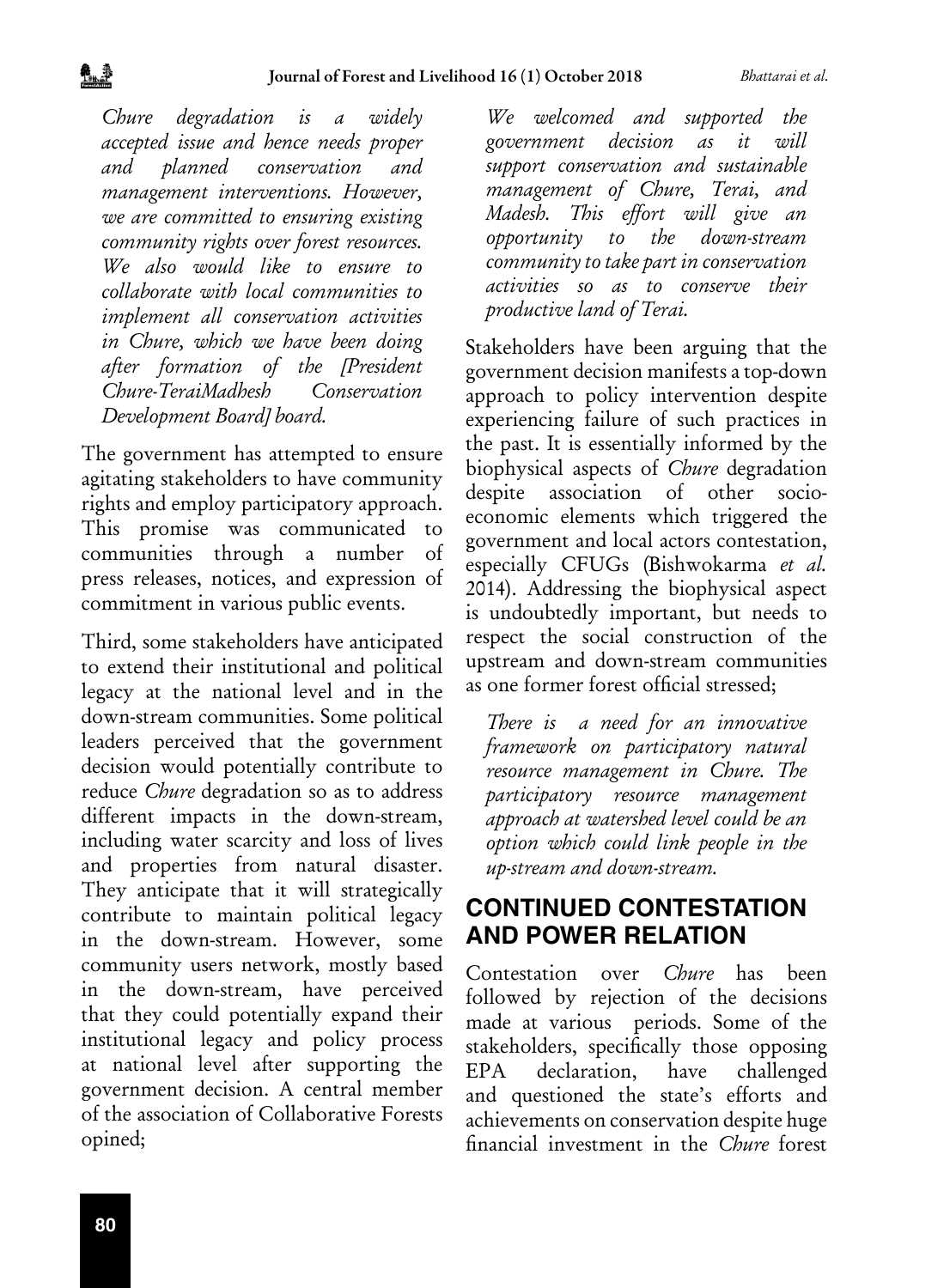*Chure degradation is a widely accepted issue and hence needs proper and planned conservation and management interventions. However, we are committed to ensuring existing community rights over forest resources. We also would like to ensure to collaborate with local communities to implement all conservation activities in Chure, which we have been doing after formation of the [President Chure-TeraiMadhesh Conservation Development Board] board.*

The government has attempted to ensure agitating stakeholders to have community rights and employ participatory approach. This promise was communicated to communities through a number of press releases, notices, and expression of commitment in various public events.

Third, some stakeholders have anticipated to extend their institutional and political legacy at the national level and in the down-stream communities. Some political leaders perceived that the government decision would potentially contribute to reduce *Chure* degradation so as to address different impacts in the down-stream, including water scarcity and loss of lives and properties from natural disaster. They anticipate that it will strategically contribute to maintain political legacy in the down-stream. However, some community users network, mostly based in the down-stream, have perceived that they could potentially expand their institutional legacy and policy process at national level after supporting the government decision. A central member of the association of Collaborative Forests opined;

*We welcomed and supported the government decision as it will support conservation and sustainable management of Chure, Terai, and Madesh. This effort will give an opportunity to the down-stream community to take part in conservation activities so as to conserve their productive land of Terai.*

Stakeholders have been arguing that the government decision manifests a top-down approach to policy intervention despite experiencing failure of such practices in the past. It is essentially informed by the biophysical aspects of *Chure* degradation despite association of other socio-economic elements which triggered the government and local actors contestation, especially CFUGs (Bishwokarma *et al.* 2014). Addressing the biophysical aspect is undoubtedly important, but needs to respect the social construction of the upstream and down-stream communities as one former forest official stressed;

*There is a need for an innovative framework on participatory natural resource management in Chure. The participatory resource management approach at watershed level could be an option which could link people in the up-stream and down-stream.*

## CONTINUED CONTESTATION AND POWER RELATION

Contestation over *Chure* has been followed by rejection of the decisions made at various periods. Some of the stakeholders, specifically those opposing EPA declaration, have challenged and questioned the state's efforts and achievements on conservation despite huge financial investment in the *Chure* forest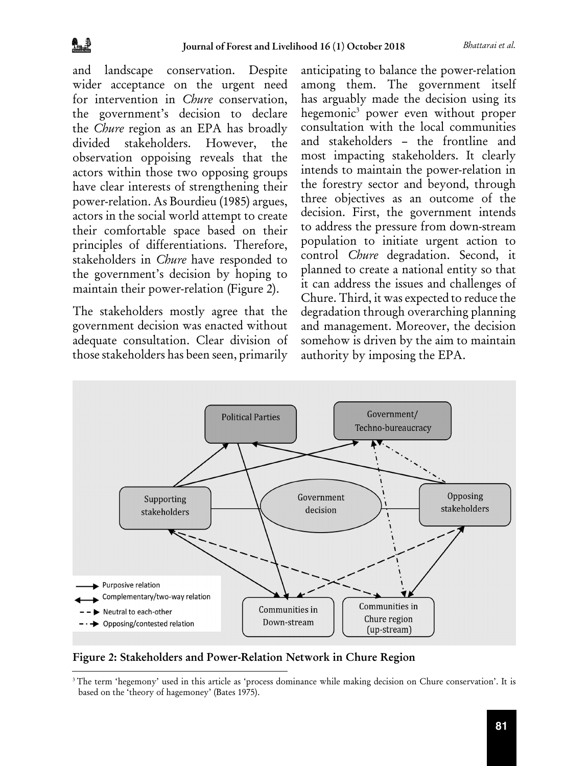and landscape conservation. Despite wider acceptance on the urgent need for intervention in *Chure* conservation, the government's decision to declare the *Chure* region as an EPA has broadly divided stakeholders. However, the observation oppoising reveals that the actors within those two opposing groups have clear interests of strengthening their power-relation. As Bourdieu (1985) argues, actors in the social world attempt to create their comfortable space based on their principles of differentiations. Therefore, stakeholders in *Chure* have responded to the government's decision by hoping to maintain their power-relation (Figure 2).

The stakeholders mostly agree that the government decision was enacted without adequate consultation. Clear division of those stakeholders has been seen, primarily anticipating to balance the power-relation among them. The government itself has arguably made the decision using its hegemonic[3] power even without proper consultation with the local communities and stakeholders – the frontline and most impacting stakeholders. It clearly intends to maintain the power-relation in the forestry sector and beyond, through three objectives as an outcome of the decision. First, the government intends to address the pressure from down-stream population to initiate urgent action to control *Chure* degradation. Second, it planned to create a national entity so that it can address the issues and challenges of Chure. Third, it was expected to reduce the degradation through overarching planning and management. Moreover, the decision somehow is driven by the aim to maintain authority by imposing the EPA.

**Figure 2: Stakeholders and Power-Relation Network in Chure Region**

[3] The term 'hegemony' used in this article as 'process dominance while making decision on Chure conservation'. It is based on the 'theory of hagemoney' (Bates 1975).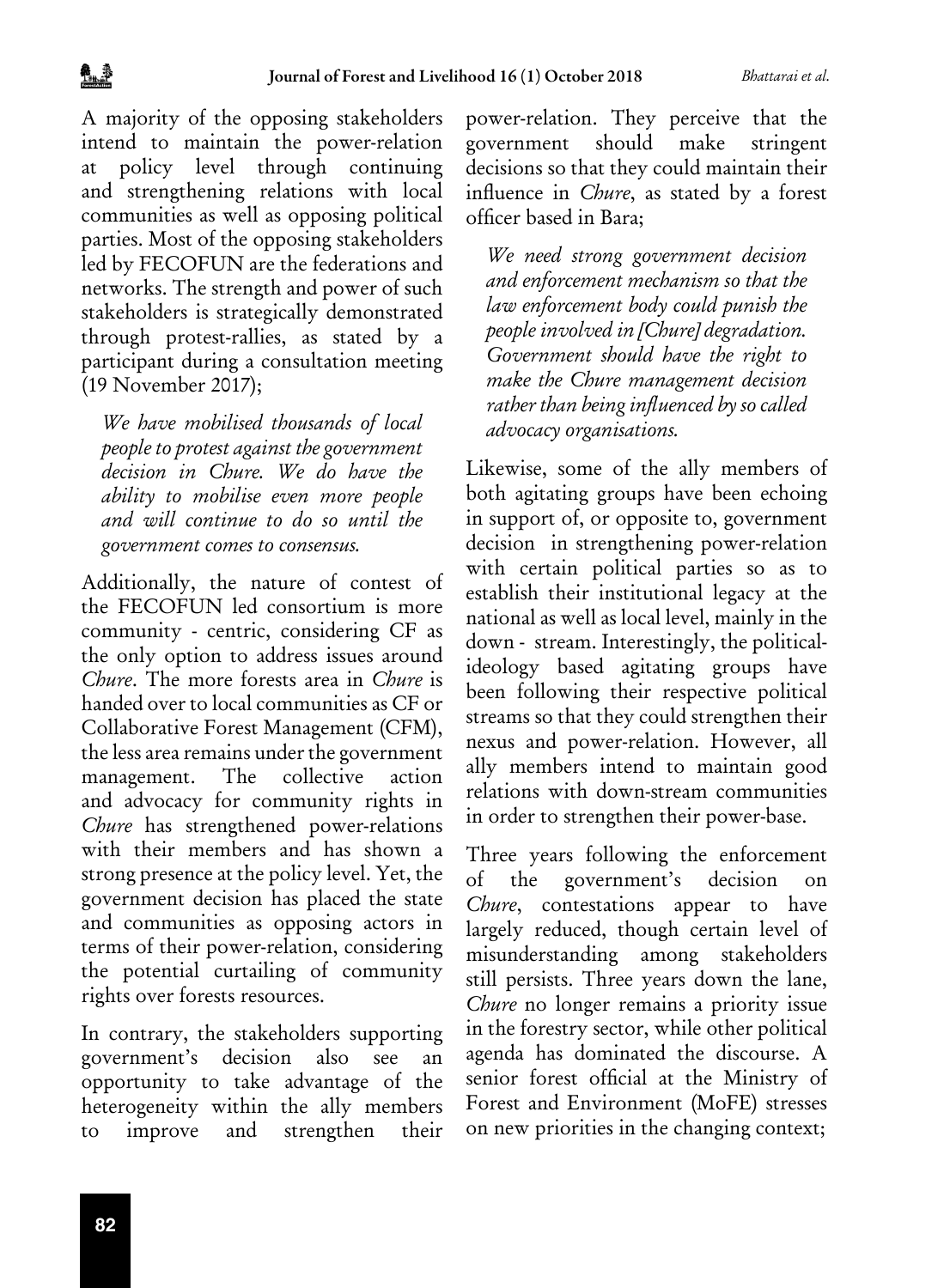A majority of the opposing stakeholders intend to maintain the power-relation at policy level through continuing and strengthening relations with local communities as well as opposing political parties. Most of the opposing stakeholders led by FECOFUN are the federations and networks. The strength and power of such stakeholders is strategically demonstrated through protest-rallies, as stated by a participant during a consultation meeting (19 November 2017);

> *We have mobilised thousands of local people to protest against the government decision in Chure. We do have the ability to mobilise even more people and will continue to do so until the government comes to consensus.*

Additionally, the nature of contest of the FECOFUN led consortium is more community - centric, considering CF as the only option to address issues around *Chure*. The more forests area in *Chure* is handed over to local communities as CF or Collaborative Forest Management (CFM), the less area remains under the government management. The collective action and advocacy for community rights in *Chure* has strengthened power-relations with their members and has shown a strong presence at the policy level. Yet, the government decision has placed the state and communities as opposing actors in terms of their power-relation, considering the potential curtailing of community rights over forests resources.

In contrary, the stakeholders supporting government's decision also see an opportunity to take advantage of the heterogeneity within the ally members to improve and strengthen their power-relation. They perceive that the government should make stringent decisions so that they could maintain their influence in *Chure*, as stated by a forest officer based in Bara;

> *We need strong government decision and enforcement mechanism so that the law enforcement body could punish the people involved in [Chure] degradation. Government should have the right to make the Chure management decision rather than being influenced by so called advocacy organisations.*

Likewise, some of the ally members of both agitating groups have been echoing in support of, or opposite to, government decision in strengthening power-relation with certain political parties so as to establish their institutional legacy at the national as well as local level, mainly in the down - stream. Interestingly, the political-ideology based agitating groups have been following their respective political streams so that they could strengthen their nexus and power-relation. However, all ally members intend to maintain good relations with down-stream communities in order to strengthen their power-base.

Three years following the enforcement of the government's decision on *Chure*, contestations appear to have largely reduced, though certain level of misunderstanding among stakeholders still persists. Three years down the lane, *Chure* no longer remains a priority issue in the forestry sector, while other political agenda has dominated the discourse. A senior forest official at the Ministry of Forest and Environment (MoFE) stresses on new priorities in the changing context;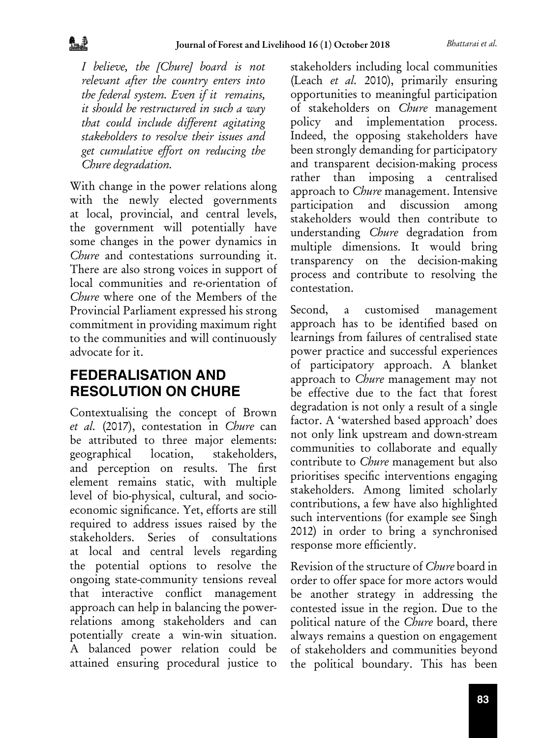*I believe, the [Chure] board is not relevant after the country enters into the federal system. Even if it remains, it should be restructured in such a way that could include different agitating stakeholders to resolve their issues and get cumulative effort on reducing the Chure degradation.*

With change in the power relations along with the newly elected governments at local, provincial, and central levels, the government will potentially have some changes in the power dynamics in *Chure* and contestations surrounding it. There are also strong voices in support of local communities and re-orientation of *Chure* where one of the Members of the Provincial Parliament expressed his strong commitment in providing maximum right to the communities and will continuously advocate for it.

## FEDERALISATION AND RESOLUTION ON CHURE

Contextualising the concept of Brown *et al.* (2017), contestation in *Chure* can be attributed to three major elements: geographical location, stakeholders, and perception on results. The first element remains static, with multiple level of bio-physical, cultural, and socio-economic significance. Yet, efforts are still required to address issues raised by the stakeholders. Series of consultations at local and central levels regarding the potential options to resolve the ongoing state-community tensions reveal that interactive conflict management approach can help in balancing the power-relations among stakeholders and can potentially create a win-win situation. A balanced power relation could be attained ensuring procedural justice to stakeholders including local communities (Leach *et al.* 2010), primarily ensuring opportunities to meaningful participation of stakeholders on *Chure* management policy and implementation process. Indeed, the opposing stakeholders have been strongly demanding for participatory and transparent decision-making process rather than imposing a centralised approach to *Chure* management. Intensive participation and discussion among stakeholders would then contribute to understanding *Chure* degradation from multiple dimensions. It would bring transparency on the decision-making process and contribute to resolving the contestation.

Second, a customised management approach has to be identified based on learnings from failures of centralised state power practice and successful experiences of participatory approach. A blanket approach to *Chure* management may not be effective due to the fact that forest degradation is not only a result of a single factor. A 'watershed based approach' does not only link upstream and down-stream communities to collaborate and equally contribute to *Chure* management but also prioritises specific interventions engaging stakeholders. Among limited scholarly contributions, a few have also highlighted such interventions (for example see Singh 2012) in order to bring a synchronised response more efficiently.

Revision of the structure of *Chure* board in order to offer space for more actors would be another strategy in addressing the contested issue in the region. Due to the political nature of the *Chure* board, there always remains a question on engagement of stakeholders and communities beyond the political boundary. This has been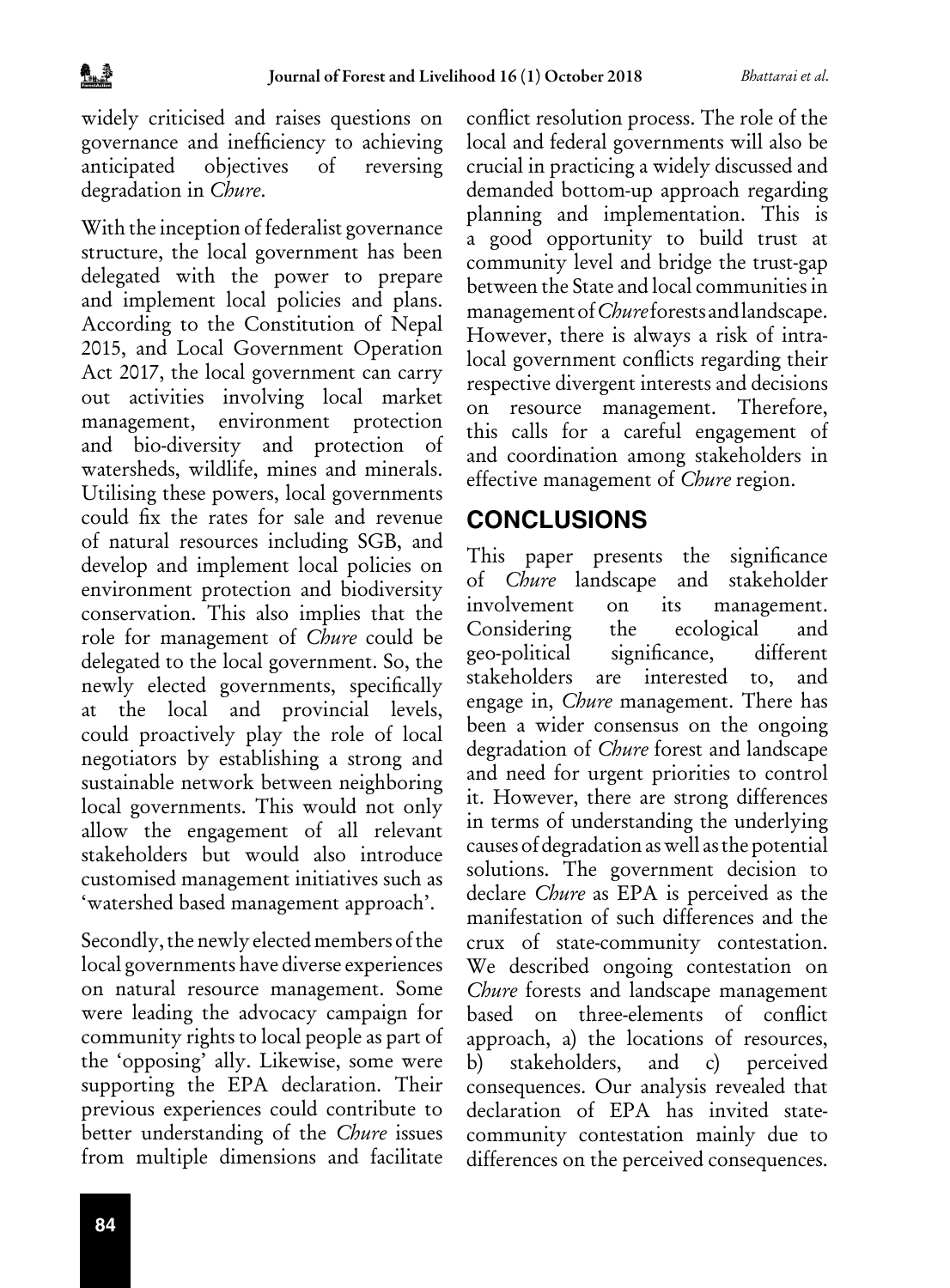widely criticised and raises questions on governance and inefficiency to achieving anticipated objectives of reversing degradation in *Chure*.

With the inception of federalist governance structure, the local government has been delegated with the power to prepare and implement local policies and plans. According to the Constitution of Nepal 2015, and Local Government Operation Act 2017, the local government can carry out activities involving local market management, environment protection and bio-diversity and protection of watersheds, wildlife, mines and minerals. Utilising these powers, local governments could fix the rates for sale and revenue of natural resources including SGB, and develop and implement local policies on environment protection and biodiversity conservation. This also implies that the role for management of *Chure* could be delegated to the local government. So, the newly elected governments, specifically at the local and provincial levels, could proactively play the role of local negotiators by establishing a strong and sustainable network between neighboring local governments. This would not only allow the engagement of all relevant stakeholders but would also introduce customised management initiatives such as 'watershed based management approach'.

Secondly, the newly elected members of the local governments have diverse experiences on natural resource management. Some were leading the advocacy campaign for community rights to local people as part of the 'opposing' ally. Likewise, some were supporting the EPA declaration. Their previous experiences could contribute to better understanding of the *Chure* issues from multiple dimensions and facilitate conflict resolution process. The role of the local and federal governments will also be crucial in practicing a widely discussed and demanded bottom-up approach regarding planning and implementation. This is a good opportunity to build trust at community level and bridge the trust-gap between the State and local communities in management of *Chure* forests and landscape. However, there is always a risk of intra-local government conflicts regarding their respective divergent interests and decisions on resource management. Therefore, this calls for a careful engagement of and coordination among stakeholders in effective management of *Chure* region.

## CONCLUSIONS

This paper presents the significance of *Chure* landscape and stakeholder involvement on its management. Considering the ecological and geo-political significance, different stakeholders are interested to, and engage in, *Chure* management. There has been a wider consensus on the ongoing degradation of *Chure* forest and landscape and need for urgent priorities to control it. However, there are strong differences in terms of understanding the underlying causes of degradation as well as the potential solutions. The government decision to declare *Chure* as EPA is perceived as the manifestation of such differences and the crux of state-community contestation. We described ongoing contestation on *Chure* forests and landscape management based on three-elements of conflict approach, a) the locations of resources, b) stakeholders, and c) perceived consequences. Our analysis revealed that declaration of EPA has invited state-community contestation mainly due to differences on the perceived consequences.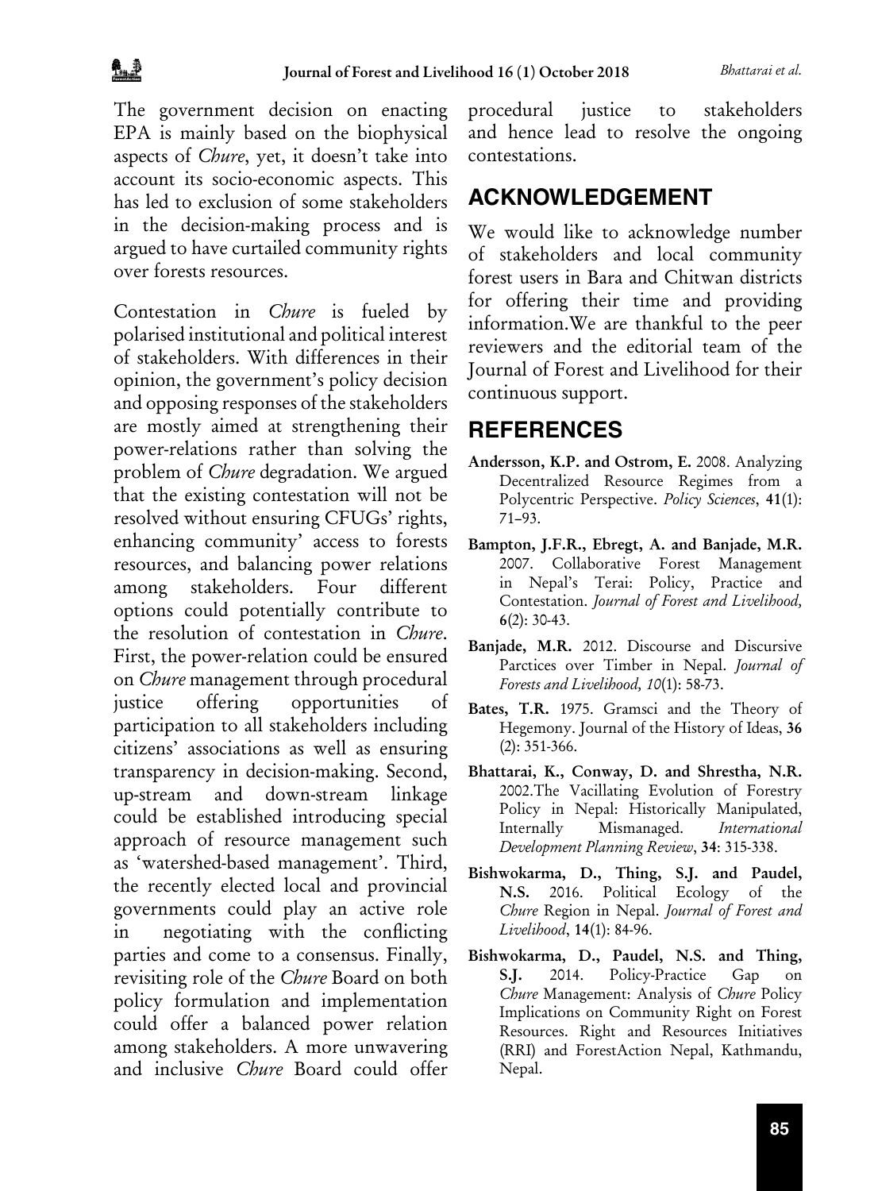The government decision on enacting EPA is mainly based on the biophysical aspects of *Chure*, yet, it doesn't take into account its socio-economic aspects. This has led to exclusion of some stakeholders in the decision-making process and is argued to have curtailed community rights over forests resources.

Contestation in *Chure* is fueled by polarised institutional and political interest of stakeholders. With differences in their opinion, the government's policy decision and opposing responses of the stakeholders are mostly aimed at strengthening their power-relations rather than solving the problem of *Chure* degradation. We argued that the existing contestation will not be resolved without ensuring CFUGs' rights, enhancing community' access to forests resources, and balancing power relations among stakeholders. Four different options could potentially contribute to the resolution of contestation in *Chure*. First, the power-relation could be ensured on *Chure* management through procedural justice offering opportunities of participation to all stakeholders including citizens' associations as well as ensuring transparency in decision-making. Second, up-stream and down-stream linkage could be established introducing special approach of resource management such as 'watershed-based management'. Third, the recently elected local and provincial governments could play an active role in negotiating with the conflicting parties and come to a consensus. Finally, revisiting role of the *Chure* Board on both policy formulation and implementation could offer a balanced power relation among stakeholders. A more unwavering and inclusive *Chure* Board could offer procedural justice to stakeholders and hence lead to resolve the ongoing contestations.

## ACKNOWLEDGEMENT

We would like to acknowledge number of stakeholders and local community forest users in Bara and Chitwan districts for offering their time and providing information.We are thankful to the peer reviewers and the editorial team of the Journal of Forest and Livelihood for their continuous support.

## REFERENCES

**Andersson, K.P. and Ostrom, E.** 2008. Analyzing Decentralized Resource Regimes from a Polycentric Perspective. *Policy Sciences*, **41**(1): 71–93.

**Bampton, J.F.R., Ebregt, A. and Banjade, M.R.** 2007. Collaborative Forest Management in Nepal's Terai: Policy, Practice and Contestation. *Journal of Forest and Livelihood,* **6**(2): 30-43.

**Banjade, M.R.** 2012. Discourse and Discursive Parctices over Timber in Nepal. *Journal of Forests and Livelihood, 10*(1): 58-73.

**Bates, T.R.** 1975. Gramsci and the Theory of Hegemony. Journal of the History of Ideas, **36** (2): 351-366.

**Bhattarai, K., Conway, D. and Shrestha, N.R.** 2002.The Vacillating Evolution of Forestry Policy in Nepal: Historically Manipulated, Internally Mismanaged. *International Development Planning Review*, **34**: 315-338.

**Bishwokarma, D., Thing, S.J. and Paudel, N.S.** 2016. Political Ecology of the *Chure* Region in Nepal. *Journal of Forest and Livelihood*, **14**(1): 84-96.

**Bishwokarma, D., Paudel, N.S. and Thing, S.J.** 2014. Policy-Practice Gap on *Chure* Management: Analysis of *Chure* Policy Implications on Community Right on Forest Resources. Right and Resources Initiatives (RRI) and ForestAction Nepal, Kathmandu, Nepal.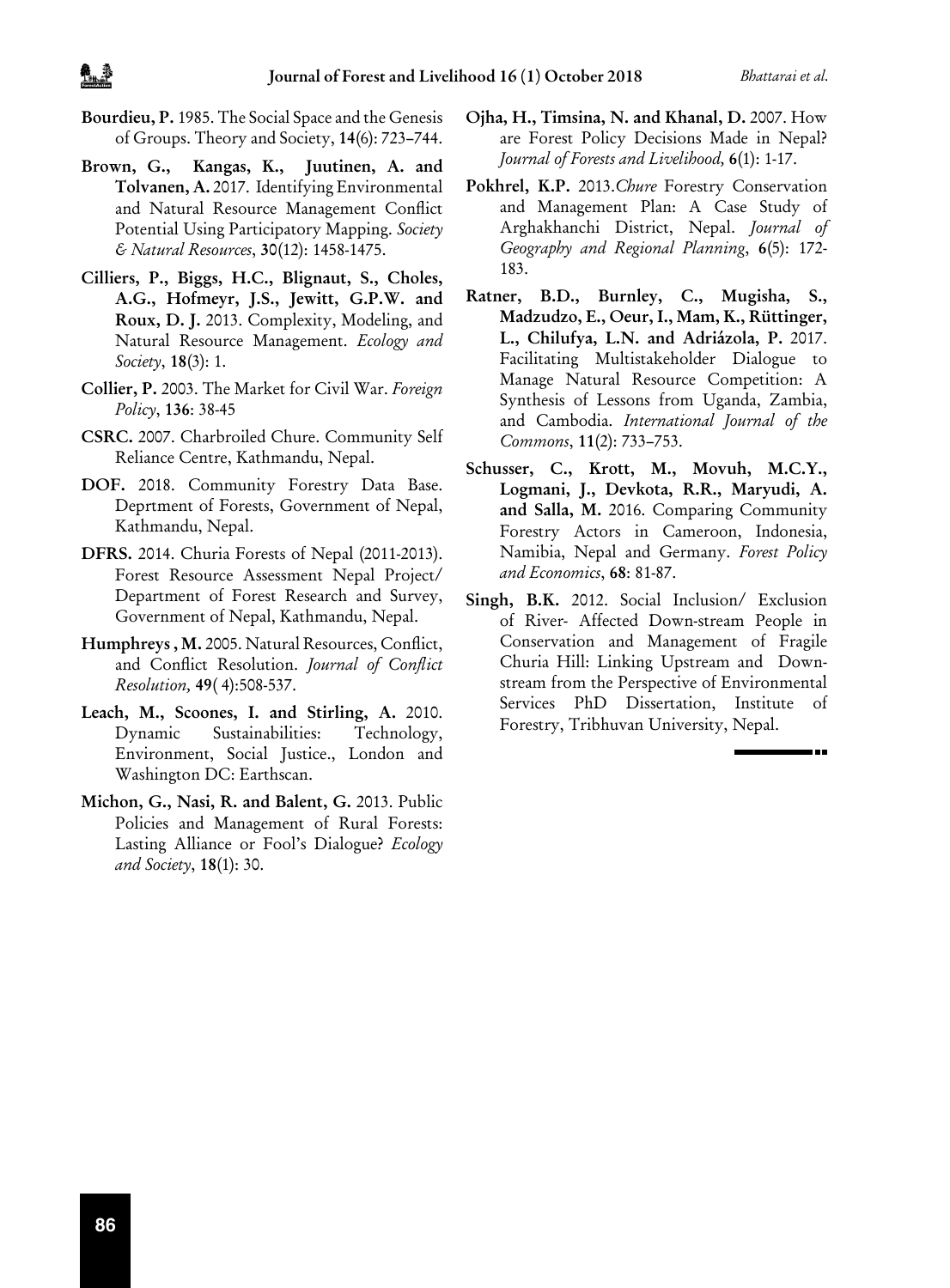**Bourdieu, P.** 1985. The Social Space and the Genesis of Groups. Theory and Society, **14**(6): 723–744.

**Brown, G., Kangas, K., Juutinen, A. and Tolvanen, A.** 2017. Identifying Environmental and Natural Resource Management Conflict Potential Using Participatory Mapping. *Society & Natural Resources*, **30**(12): 1458-1475.

**Cilliers, P., Biggs, H.C., Blignaut, S., Choles, A.G., Hofmeyr, J.S., Jewitt, G.P.W. and Roux, D. J.** 2013. Complexity, Modeling, and Natural Resource Management. *Ecology and Society*, **18**(3): 1.

**Collier, P.** 2003. The Market for Civil War. *Foreign Policy*, **136**: 38-45

**CSRC.** 2007. Charbroiled Chure. Community Self Reliance Centre, Kathmandu, Nepal.

**DOF.** 2018. Community Forestry Data Base. Deprtment of Forests, Government of Nepal, Kathmandu, Nepal.

**DFRS.** 2014. Churia Forests of Nepal (2011-2013). Forest Resource Assessment Nepal Project/ Department of Forest Research and Survey, Government of Nepal, Kathmandu, Nepal.

**Humphreys , M.** 2005. Natural Resources, Conflict, and Conflict Resolution. *Journal of Conflict Resolution,* **49**( 4):508-537.

**Leach, M., Scoones, I. and Stirling, A.** 2010. Dynamic Sustainabilities: Technology, Environment, Social Justice., London and Washington DC: Earthscan.

**Michon, G., Nasi, R. and Balent, G.** 2013. Public Policies and Management of Rural Forests: Lasting Alliance or Fool's Dialogue? *Ecology and Society*, **18**(1): 30.

**Ojha, H., Timsina, N. and Khanal, D.** 2007. How are Forest Policy Decisions Made in Nepal? *Journal of Forests and Livelihood,* **6**(1): 1-17.

**Pokhrel, K.P.** 2013.*Chure* Forestry Conservation and Management Plan: A Case Study of Arghakhanchi District, Nepal. *Journal of Geography and Regional Planning*, **6**(5): 172-183.

**Ratner, B.D., Burnley, C., Mugisha, S., Madzudzo, E., Oeur, I., Mam, K., Rüttinger, L., Chilufya, L.N. and Adriázola, P.** 2017. Facilitating Multistakeholder Dialogue to Manage Natural Resource Competition: A Synthesis of Lessons from Uganda, Zambia, and Cambodia. *International Journal of the Commons*, **11**(2): 733–753.

**Schusser, C., Krott, M., Movuh, M.C.Y., Logmani, J., Devkota, R.R., Maryudi, A. and Salla, M.** 2016. Comparing Community Forestry Actors in Cameroon, Indonesia, Namibia, Nepal and Germany. *Forest Policy and Economics*, **68**: 81-87.

**Singh, B.K.** 2012. Social Inclusion/ Exclusion of River- Affected Down-stream People in Conservation and Management of Fragile Churia Hill: Linking Upstream and Down-stream from the Perspective of Environmental Services PhD Dissertation, Institute of Forestry, Tribhuvan University, Nepal.